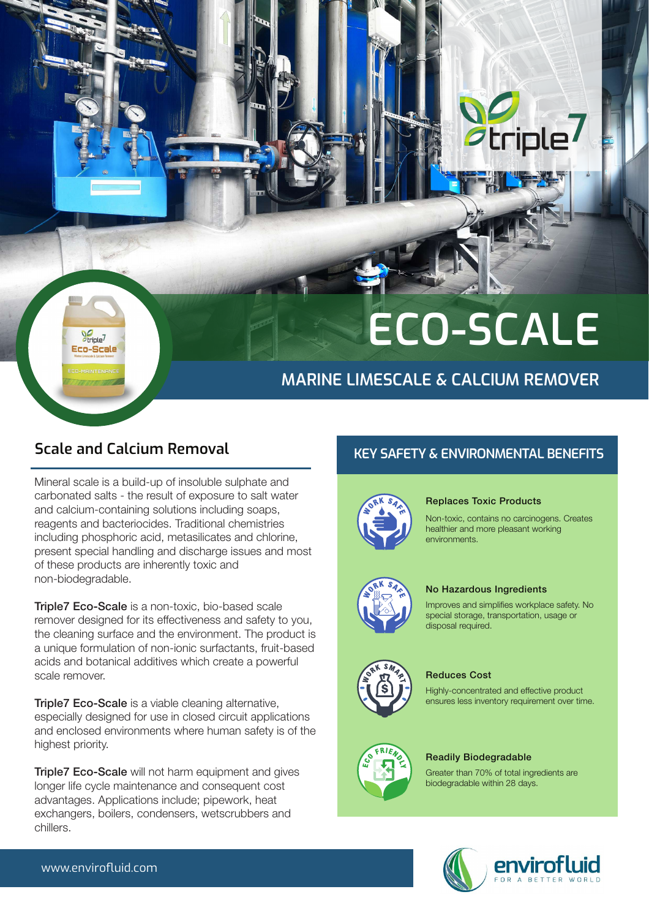# ECO-SCALE

## MARINE LIMESCALE & CALCIUM REMOVER

## Scale and Calcium Removal

Mineral scale is a build-up of insoluble sulphate and carbonated salts - the result of exposure to salt water and calcium-containing solutions including soaps, reagents and bacteriocides. Traditional chemistries including phosphoric acid, metasilicates and chlorine, present special handling and discharge issues and most of these products are inherently toxic and non-biodegradable.

**Triple7 Eco-Scale** is a non-toxic, bio-based scale remover designed for its effectiveness and safety to you, the cleaning surface and the environment. The product is a unique formulation of non-ionic surfactants, fruit-based acids and botanical additives which create a powerful scale remover.

**Triple7 Eco-Scale** is a viable cleaning alternative, especially designed for use in closed circuit applications and enclosed environments where human safety is of the highest priority.

**Triple7 Eco-Scale** will not harm equipment and gives longer life cycle maintenance and consequent cost advantages. Applications include; pipework, heat exchangers, boilers, condensers, wetscrubbers and chillers.

## KEY SAFETY & ENVIRONMENTAL BENEFITS

### Replaces Toxic Products

Non-toxic, contains no carcinogens. Creates healthier and more pleasant working environments.

### No Hazardous Ingredients

Improves and simplifies workplace safety. No special storage, transportation, usage or disposal required.

### Reduces Cost

Highly-concentrated and effective product ensures less inventory requirement over time.

### Readily Biodegradable

Greater than 70% of total ingredients are biodegradable within 28 days.

www.envirofluid.com

envirofluid FOR A BETTER WORLD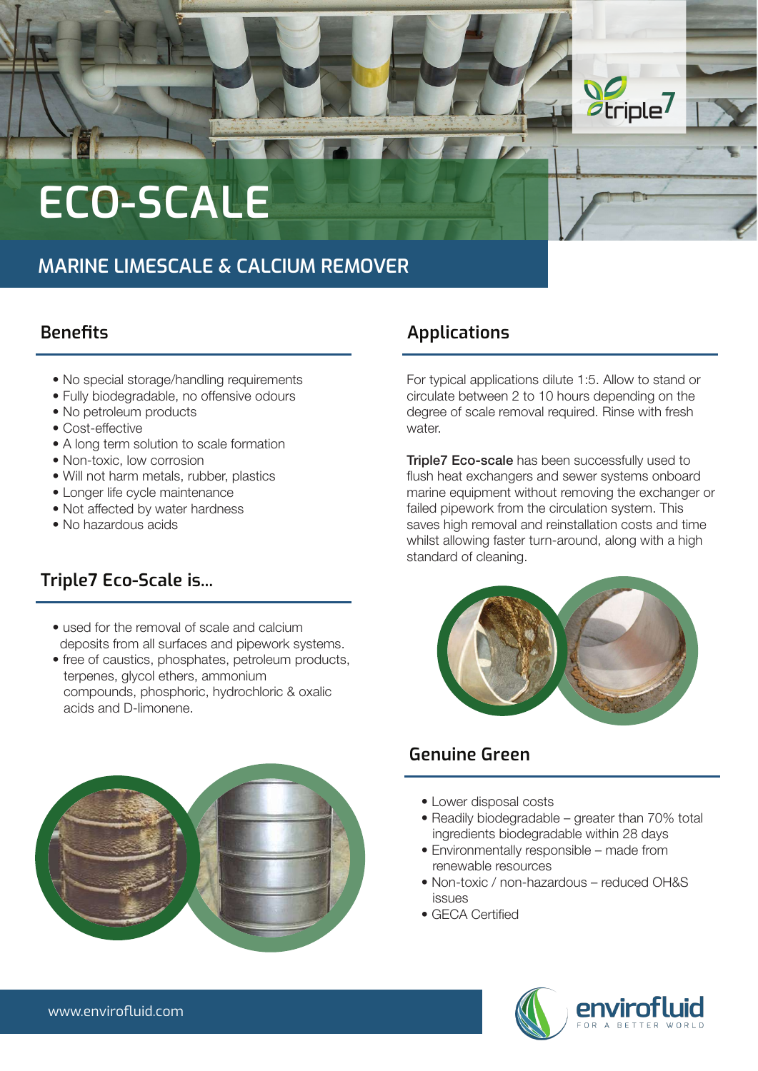# ECO-SCALE

## MARINE LIMESCALE & CALCIUM REMOVER

### Benefits

- No special storage/handling requirements
- Fully biodegradable, no offensive odours
- No petroleum products
- Cost-effective
- A long term solution to scale formation
- Non-toxic, low corrosion
- Will not harm metals, rubber, plastics
- Longer life cycle maintenance
- Not affected by water hardness
- No hazardous acids

### Triple7 Eco-Scale is...

- used for the removal of scale and calcium deposits from all surfaces and pipework systems.
- free of caustics, phosphates, petroleum products, terpenes, glycol ethers, ammonium compounds, phosphoric, hydrochloric & oxalic acids and D-limonene.

### Applications

For typical applications dilute 1:5. Allow to stand or circulate between 2 to 10 hours depending on the degree of scale removal required. Rinse with fresh water.

**Triple7 Eco-scale** has been successfully used to flush heat exchangers and sewer systems onboard marine equipment without removing the exchanger or failed pipework from the circulation system. This saves high removal and reinstallation costs and time whilst allowing faster turn-around, along with a high standard of cleaning.

### Genuine Green

- Lower disposal costs
- Readily biodegradable – greater than 70% total ingredients biodegradable within 28 days
- Environmentally responsible – made from renewable resources
- Non-toxic / non-hazardous – reduced OH&S issues
- GECA Certified

www.envirofluid.com

envirofluid FOR A BETTER WORLD